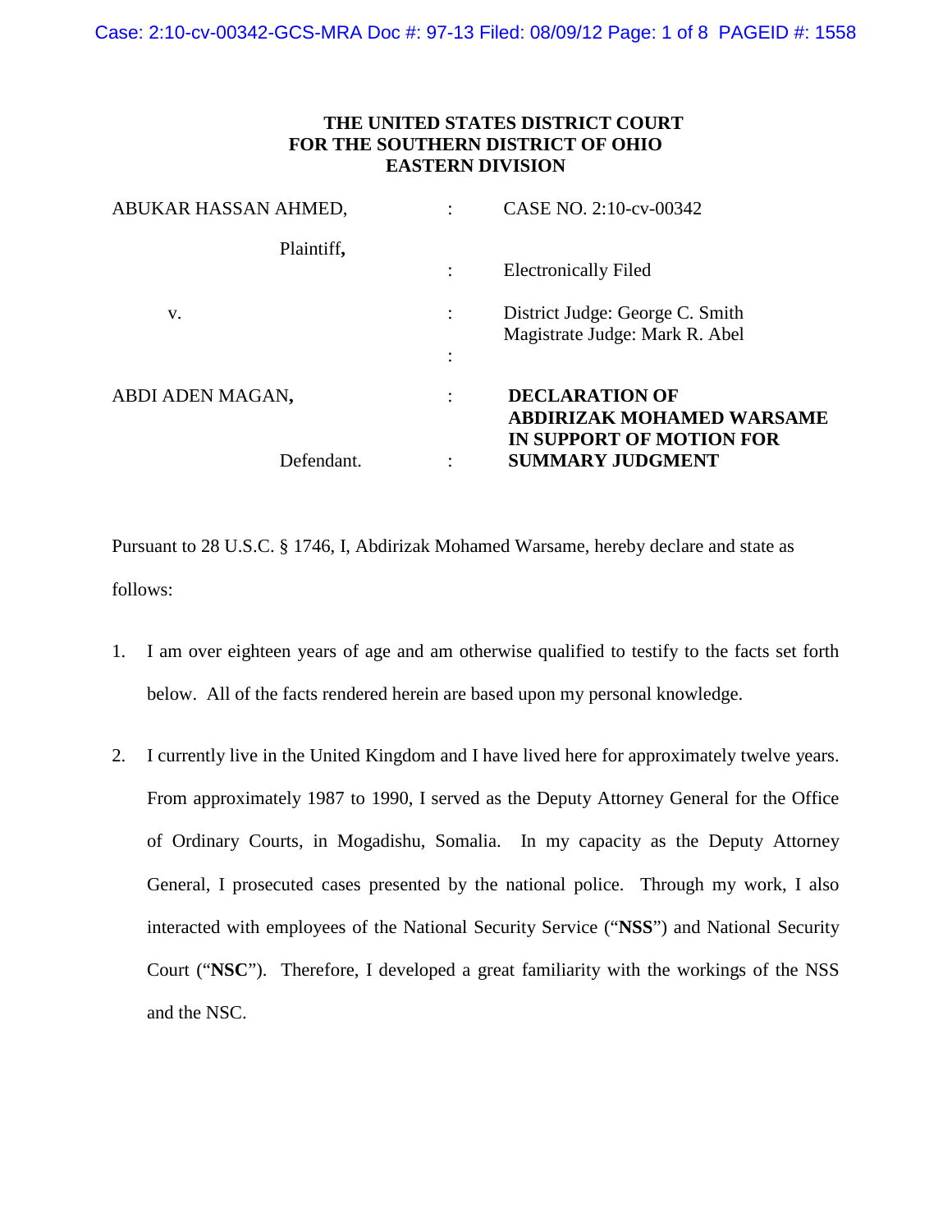**THE UNITED STATES DISTRICT COURT**
**FOR THE SOUTHERN DISTRICT OF OHIO**
**EASTERN DIVISION**

| | | |
|---|---|---|
| ABUKAR HASSAN AHMED, | : | CASE NO. 2:10-cv-00342 |
| Plaintiff**,** | : | Electronically Filed |
| v. | : | District Judge: George C. Smith<br>Magistrate Judge: Mark R. Abel |
| | : | |
| ABDI ADEN MAGAN**,** | : | **DECLARATION OF ABDIRIZAK MOHAMED WARSAME IN SUPPORT OF MOTION FOR SUMMARY JUDGMENT** |
| Defendant. | : | |

Pursuant to 28 U.S.C. § 1746, I, Abdirizak Mohamed Warsame, hereby declare and state as follows:

1. I am over eighteen years of age and am otherwise qualified to testify to the facts set forth below. All of the facts rendered herein are based upon my personal knowledge.

2. I currently live in the United Kingdom and I have lived here for approximately twelve years. From approximately 1987 to 1990, I served as the Deputy Attorney General for the Office of Ordinary Courts, in Mogadishu, Somalia. In my capacity as the Deputy Attorney General, I prosecuted cases presented by the national police. Through my work, I also interacted with employees of the National Security Service ("**NSS**") and National Security Court ("**NSC**"). Therefore, I developed a great familiarity with the workings of the NSS and the NSC.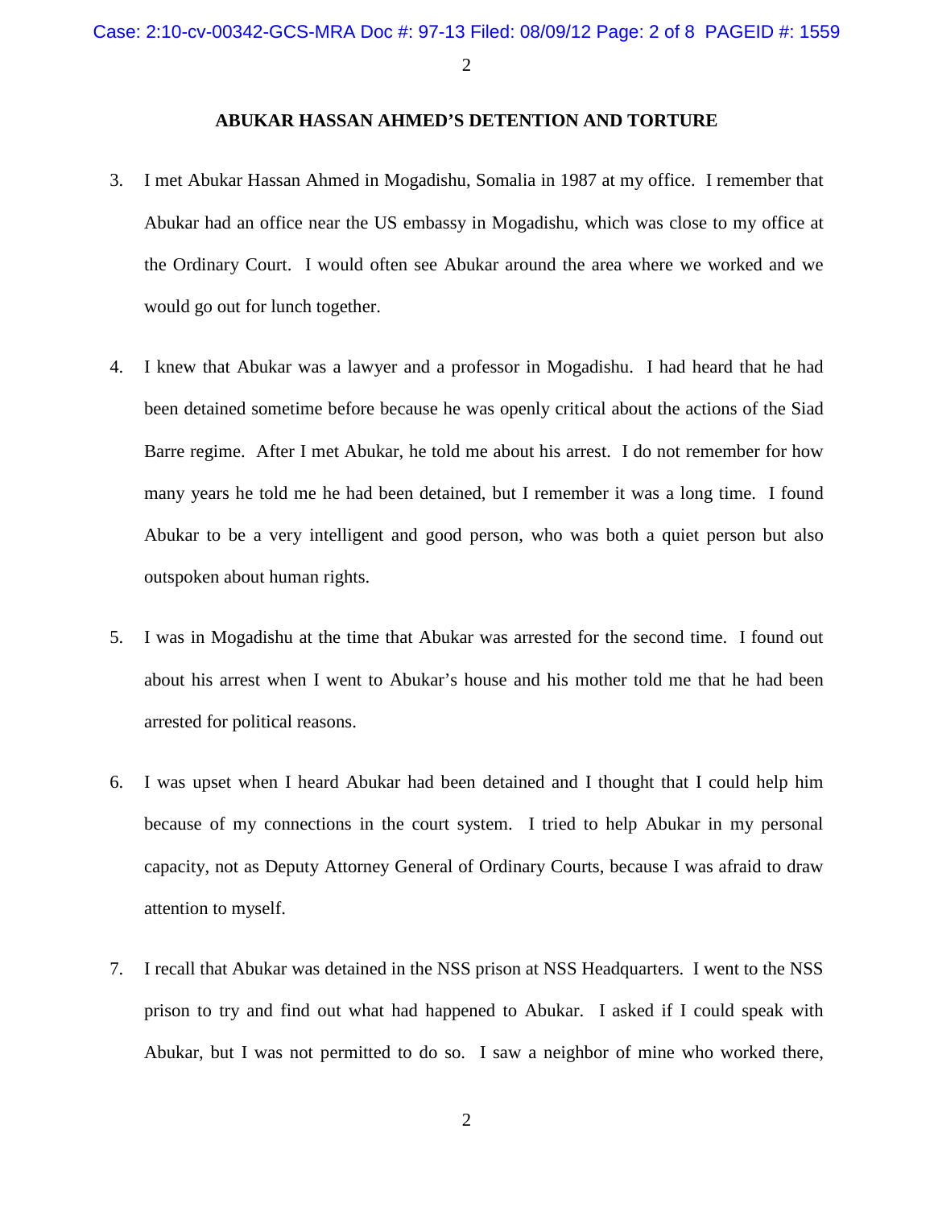## ABUKAR HASSAN AHMED'S DETENTION AND TORTURE

3. I met Abukar Hassan Ahmed in Mogadishu, Somalia in 1987 at my office. I remember that Abukar had an office near the US embassy in Mogadishu, which was close to my office at the Ordinary Court. I would often see Abukar around the area where we worked and we would go out for lunch together.

4. I knew that Abukar was a lawyer and a professor in Mogadishu. I had heard that he had been detained sometime before because he was openly critical about the actions of the Siad Barre regime. After I met Abukar, he told me about his arrest. I do not remember for how many years he told me he had been detained, but I remember it was a long time. I found Abukar to be a very intelligent and good person, who was both a quiet person but also outspoken about human rights.

5. I was in Mogadishu at the time that Abukar was arrested for the second time. I found out about his arrest when I went to Abukar's house and his mother told me that he had been arrested for political reasons.

6. I was upset when I heard Abukar had been detained and I thought that I could help him because of my connections in the court system. I tried to help Abukar in my personal capacity, not as Deputy Attorney General of Ordinary Courts, because I was afraid to draw attention to myself.

7. I recall that Abukar was detained in the NSS prison at NSS Headquarters. I went to the NSS prison to try and find out what had happened to Abukar. I asked if I could speak with Abukar, but I was not permitted to do so. I saw a neighbor of mine who worked there,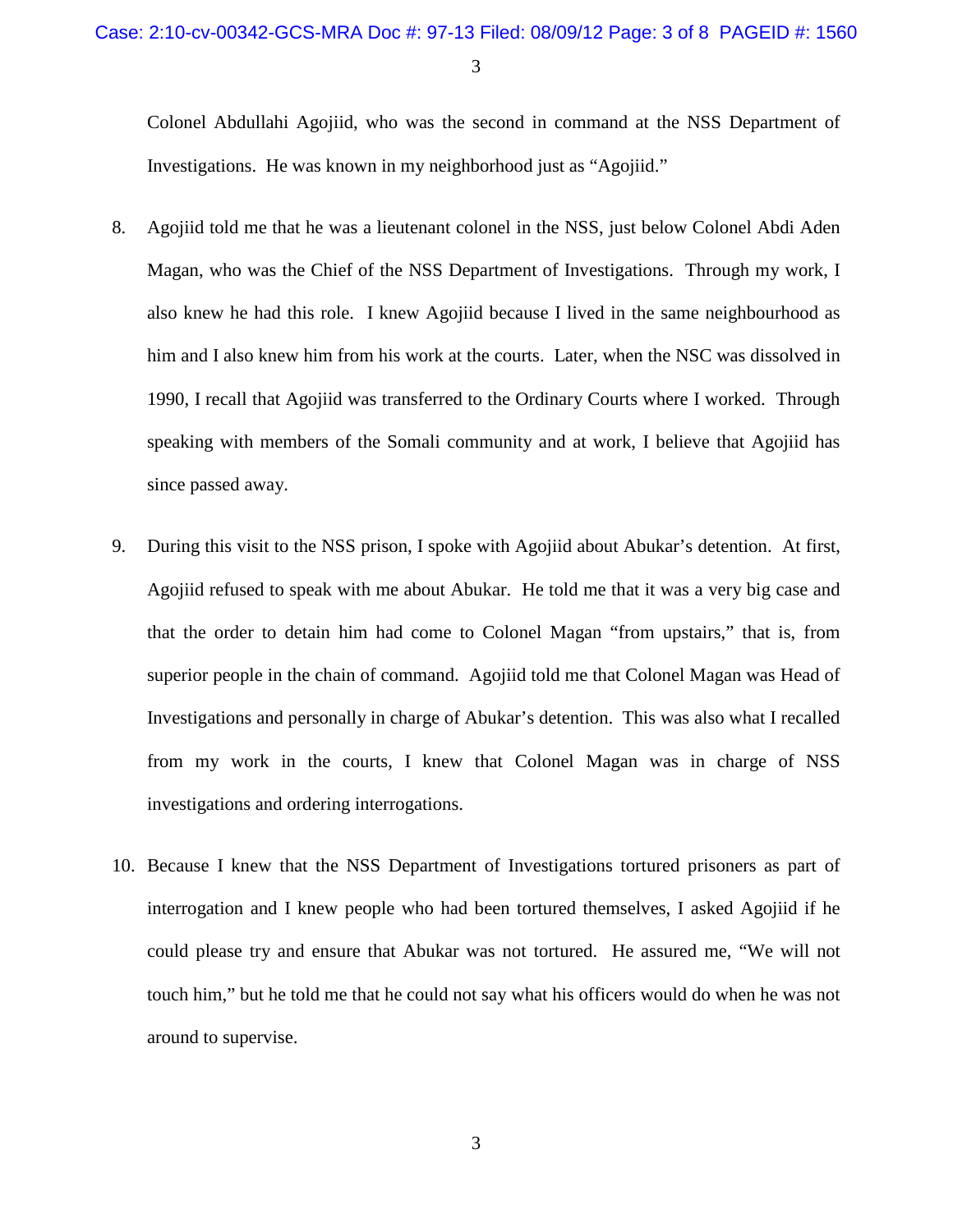Colonel Abdullahi Agojiid, who was the second in command at the NSS Department of Investigations. He was known in my neighborhood just as "Agojiid."

8. Agojiid told me that he was a lieutenant colonel in the NSS, just below Colonel Abdi Aden Magan, who was the Chief of the NSS Department of Investigations. Through my work, I also knew he had this role. I knew Agojiid because I lived in the same neighbourhood as him and I also knew him from his work at the courts. Later, when the NSC was dissolved in 1990, I recall that Agojiid was transferred to the Ordinary Courts where I worked. Through speaking with members of the Somali community and at work, I believe that Agojiid has since passed away.

9. During this visit to the NSS prison, I spoke with Agojiid about Abukar's detention. At first, Agojiid refused to speak with me about Abukar. He told me that it was a very big case and that the order to detain him had come to Colonel Magan "from upstairs," that is, from superior people in the chain of command. Agojiid told me that Colonel Magan was Head of Investigations and personally in charge of Abukar's detention. This was also what I recalled from my work in the courts, I knew that Colonel Magan was in charge of NSS investigations and ordering interrogations.

10. Because I knew that the NSS Department of Investigations tortured prisoners as part of interrogation and I knew people who had been tortured themselves, I asked Agojiid if he could please try and ensure that Abukar was not tortured. He assured me, "We will not touch him," but he told me that he could not say what his officers would do when he was not around to supervise.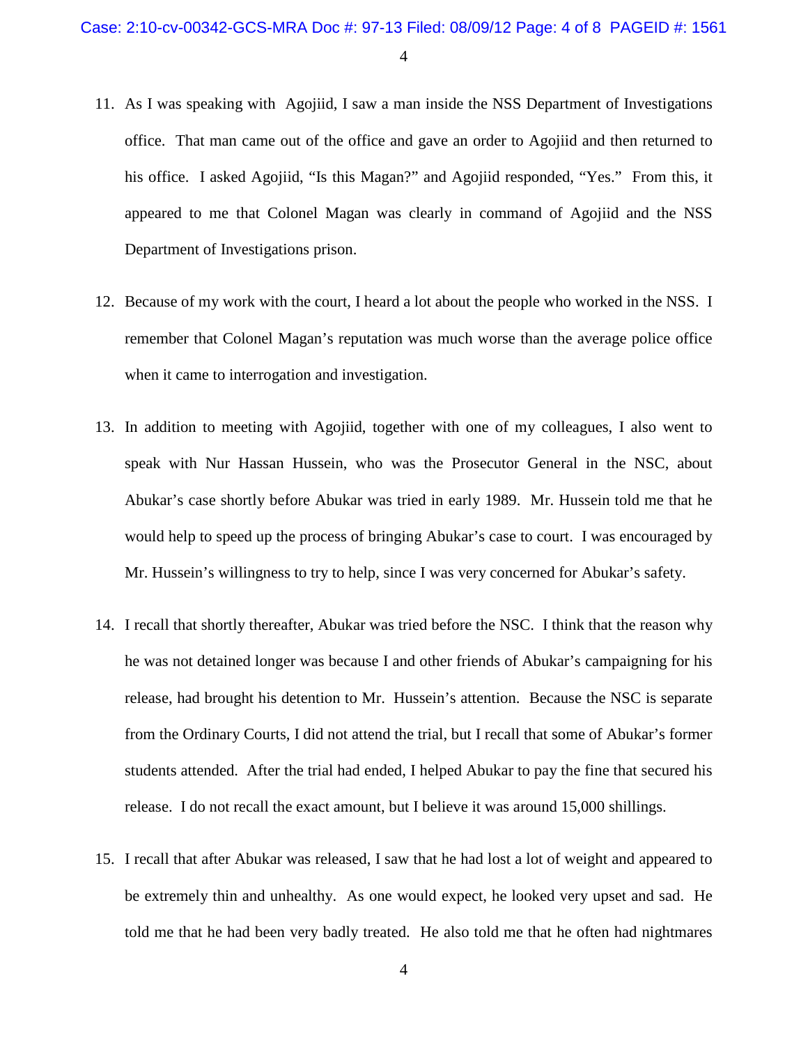11. As I was speaking with Agojiid, I saw a man inside the NSS Department of Investigations office. That man came out of the office and gave an order to Agojiid and then returned to his office. I asked Agojiid, "Is this Magan?" and Agojiid responded, "Yes." From this, it appeared to me that Colonel Magan was clearly in command of Agojiid and the NSS Department of Investigations prison.

12. Because of my work with the court, I heard a lot about the people who worked in the NSS. I remember that Colonel Magan's reputation was much worse than the average police office when it came to interrogation and investigation.

13. In addition to meeting with Agojiid, together with one of my colleagues, I also went to speak with Nur Hassan Hussein, who was the Prosecutor General in the NSC, about Abukar's case shortly before Abukar was tried in early 1989. Mr. Hussein told me that he would help to speed up the process of bringing Abukar's case to court. I was encouraged by Mr. Hussein's willingness to try to help, since I was very concerned for Abukar's safety.

14. I recall that shortly thereafter, Abukar was tried before the NSC. I think that the reason why he was not detained longer was because I and other friends of Abukar's campaigning for his release, had brought his detention to Mr. Hussein's attention. Because the NSC is separate from the Ordinary Courts, I did not attend the trial, but I recall that some of Abukar's former students attended. After the trial had ended, I helped Abukar to pay the fine that secured his release. I do not recall the exact amount, but I believe it was around 15,000 shillings.

15. I recall that after Abukar was released, I saw that he had lost a lot of weight and appeared to be extremely thin and unhealthy. As one would expect, he looked very upset and sad. He told me that he had been very badly treated. He also told me that he often had nightmares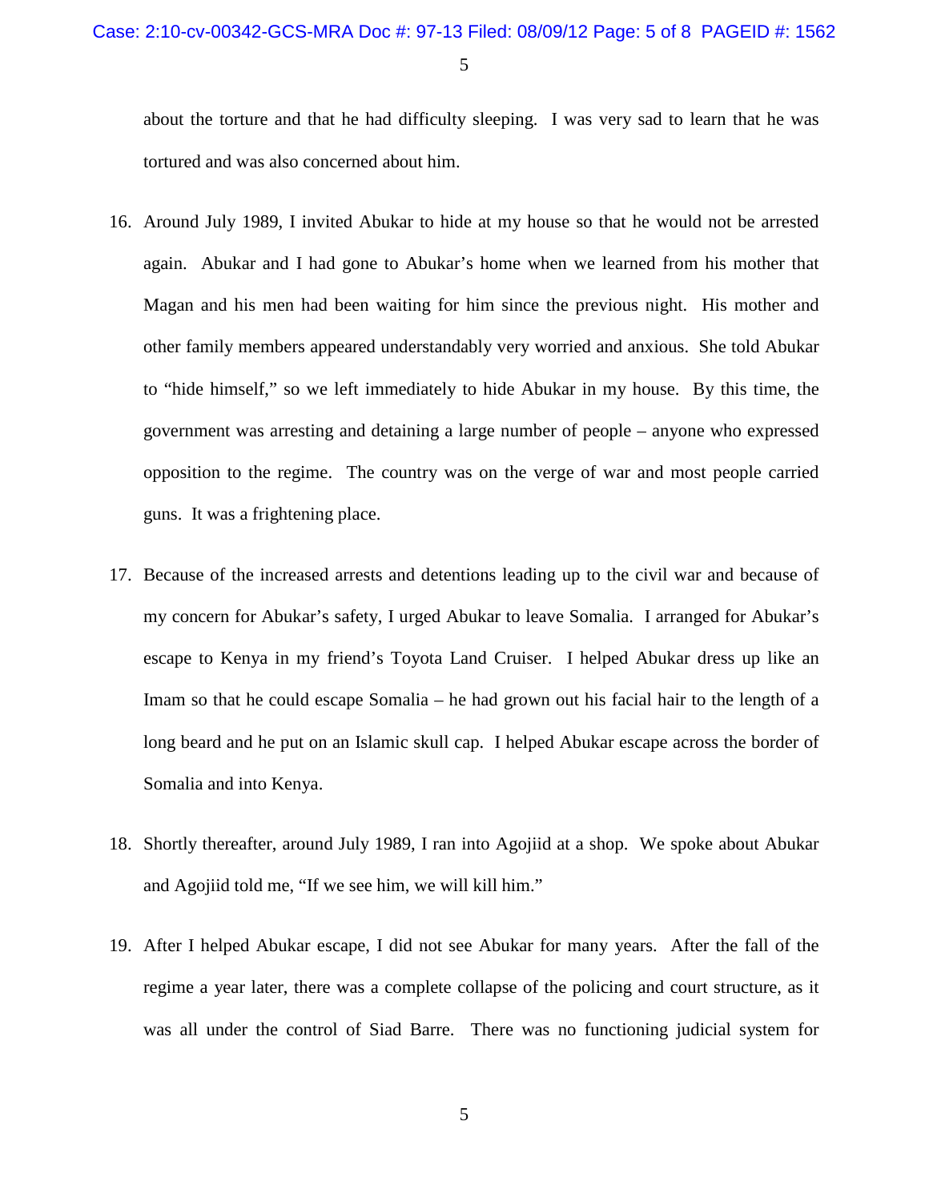about the torture and that he had difficulty sleeping. I was very sad to learn that he was tortured and was also concerned about him.

16. Around July 1989, I invited Abukar to hide at my house so that he would not be arrested again. Abukar and I had gone to Abukar's home when we learned from his mother that Magan and his men had been waiting for him since the previous night. His mother and other family members appeared understandably very worried and anxious. She told Abukar to "hide himself," so we left immediately to hide Abukar in my house. By this time, the government was arresting and detaining a large number of people – anyone who expressed opposition to the regime. The country was on the verge of war and most people carried guns. It was a frightening place.

17. Because of the increased arrests and detentions leading up to the civil war and because of my concern for Abukar's safety, I urged Abukar to leave Somalia. I arranged for Abukar's escape to Kenya in my friend's Toyota Land Cruiser. I helped Abukar dress up like an Imam so that he could escape Somalia – he had grown out his facial hair to the length of a long beard and he put on an Islamic skull cap. I helped Abukar escape across the border of Somalia and into Kenya.

18. Shortly thereafter, around July 1989, I ran into Agojiid at a shop. We spoke about Abukar and Agojiid told me, "If we see him, we will kill him."

19. After I helped Abukar escape, I did not see Abukar for many years. After the fall of the regime a year later, there was a complete collapse of the policing and court structure, as it was all under the control of Siad Barre. There was no functioning judicial system for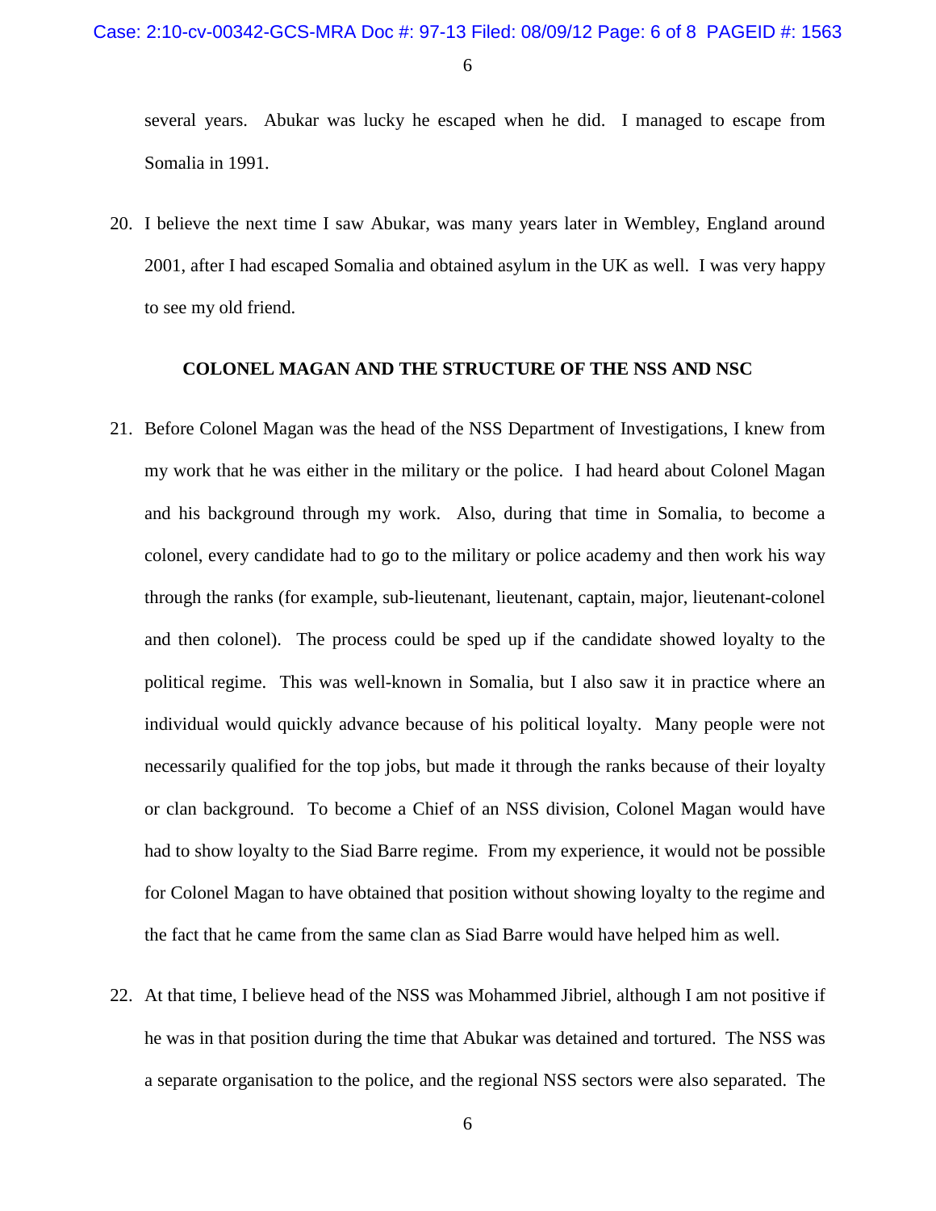several years. Abukar was lucky he escaped when he did. I managed to escape from Somalia in 1991.

20. I believe the next time I saw Abukar, was many years later in Wembley, England around 2001, after I had escaped Somalia and obtained asylum in the UK as well. I was very happy to see my old friend.

## COLONEL MAGAN AND THE STRUCTURE OF THE NSS AND NSC

21. Before Colonel Magan was the head of the NSS Department of Investigations, I knew from my work that he was either in the military or the police. I had heard about Colonel Magan and his background through my work. Also, during that time in Somalia, to become a colonel, every candidate had to go to the military or police academy and then work his way through the ranks (for example, sub-lieutenant, lieutenant, captain, major, lieutenant-colonel and then colonel). The process could be sped up if the candidate showed loyalty to the political regime. This was well-known in Somalia, but I also saw it in practice where an individual would quickly advance because of his political loyalty. Many people were not necessarily qualified for the top jobs, but made it through the ranks because of their loyalty or clan background. To become a Chief of an NSS division, Colonel Magan would have had to show loyalty to the Siad Barre regime. From my experience, it would not be possible for Colonel Magan to have obtained that position without showing loyalty to the regime and the fact that he came from the same clan as Siad Barre would have helped him as well.

22. At that time, I believe head of the NSS was Mohammed Jibriel, although I am not positive if he was in that position during the time that Abukar was detained and tortured. The NSS was a separate organisation to the police, and the regional NSS sectors were also separated. The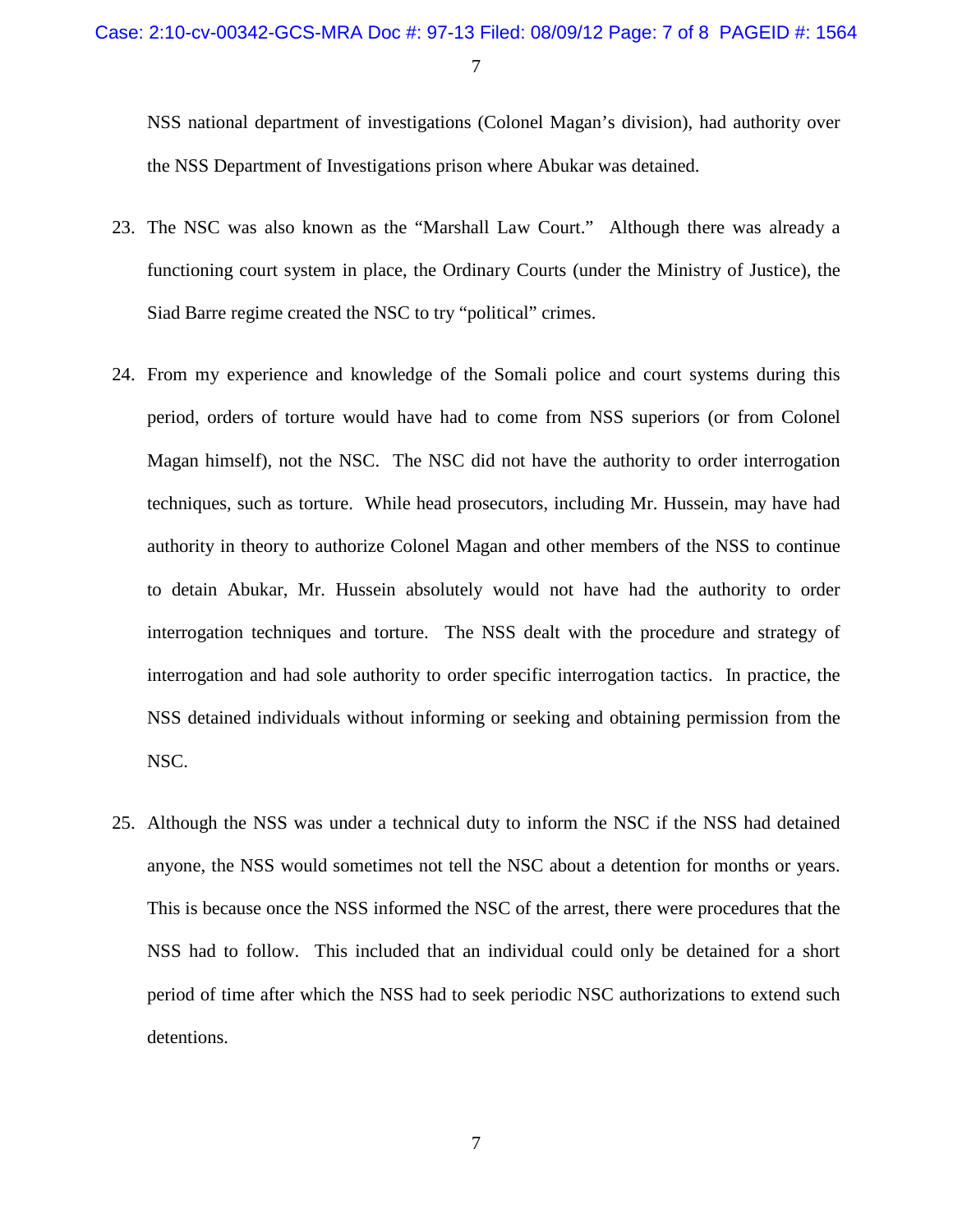NSS national department of investigations (Colonel Magan's division), had authority over the NSS Department of Investigations prison where Abukar was detained.

23. The NSC was also known as the "Marshall Law Court." Although there was already a functioning court system in place, the Ordinary Courts (under the Ministry of Justice), the Siad Barre regime created the NSC to try "political" crimes.

24. From my experience and knowledge of the Somali police and court systems during this period, orders of torture would have had to come from NSS superiors (or from Colonel Magan himself), not the NSC. The NSC did not have the authority to order interrogation techniques, such as torture. While head prosecutors, including Mr. Hussein, may have had authority in theory to authorize Colonel Magan and other members of the NSS to continue to detain Abukar, Mr. Hussein absolutely would not have had the authority to order interrogation techniques and torture. The NSS dealt with the procedure and strategy of interrogation and had sole authority to order specific interrogation tactics. In practice, the NSS detained individuals without informing or seeking and obtaining permission from the NSC.

25. Although the NSS was under a technical duty to inform the NSC if the NSS had detained anyone, the NSS would sometimes not tell the NSC about a detention for months or years. This is because once the NSS informed the NSC of the arrest, there were procedures that the NSS had to follow. This included that an individual could only be detained for a short period of time after which the NSS had to seek periodic NSC authorizations to extend such detentions.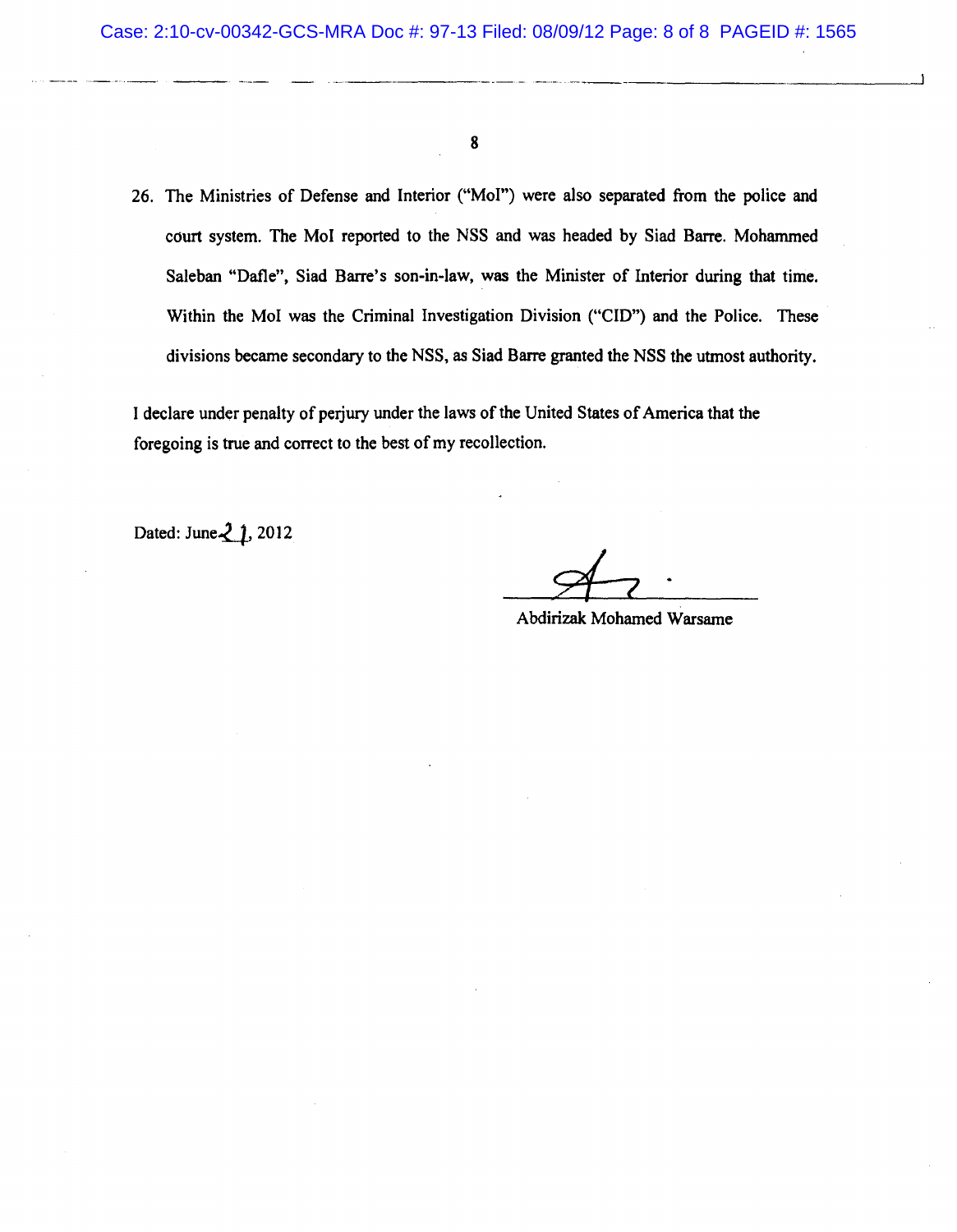26. The Ministries of Defense and Interior ("MoI") were also separated from the police and court system. The MoI reported to the NSS and was headed by Siad Barre. Mohammed Saleban "Dafle", Siad Barre's son-in-law, was the Minister of Interior during that time. Within the MoI was the Criminal Investigation Division ("CID") and the Police. These divisions became secondary to the NSS, as Siad Barre granted the NSS the utmost authority.

I declare under penalty of perjury under the laws of the United States of America that the foregoing is true and correct to the best of my recollection.

Dated: June 21, 2012

Abdirizak Mohamed Warsame